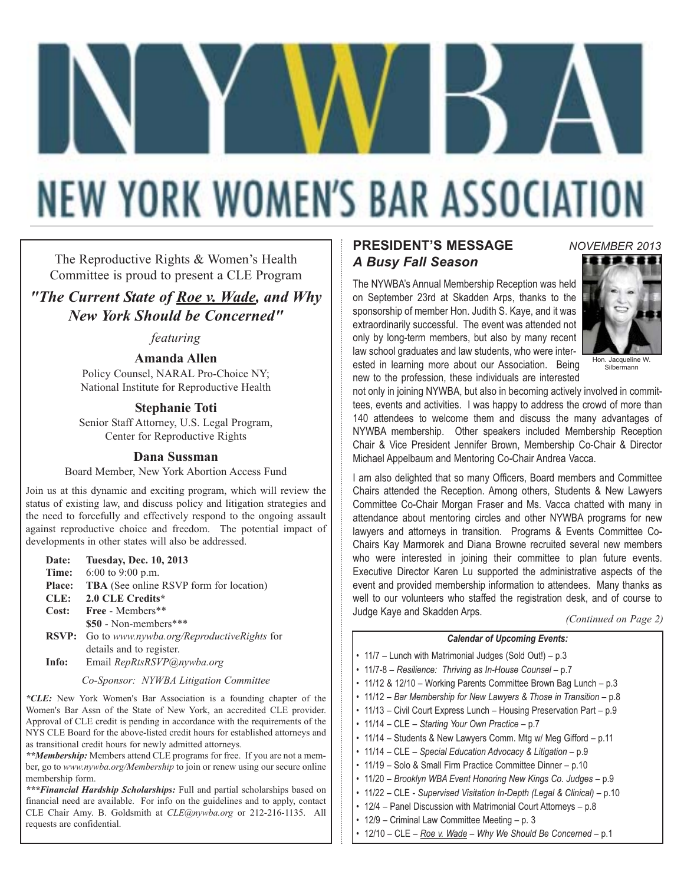# NEW YORK WOMEN'S BAR ASSOCIATION

The Reproductive Rights & Women's Health Committee is proud to present a CLE Program

## *"The Current State of Roe v. Wade, and Why New York Should be Concerned"*

*featuring*

**Amanda Allen**
Policy Counsel, NARAL Pro-Choice NY; National Institute for Reproductive Health

**Stephanie Toti**
Senior Staff Attorney, U.S. Legal Program, Center for Reproductive Rights

**Dana Sussman**
Board Member, New York Abortion Access Fund

Join us at this dynamic and exciting program, which will review the status of existing law, and discuss policy and litigation strategies and the need to forcefully and effectively respond to the ongoing assault against reproductive choice and freedom. The potential impact of developments in other states will also be addressed.

**Date:** **Tuesday, Dec. 10, 2013**
**Time:** 6:00 to 9:00 p.m.
**Place:** **TBA** (See online RSVP form for location)
**CLE:** **2.0 CLE Credits***
**Cost:** **Free** - Members**
**$50** - Non-members***
**RSVP:** Go to *www.nywba.org/ReproductiveRights* for details and to register.
**Info:** Email *RepRtsRSVP@nywba.org*

*Co-Sponsor: NYWBA Litigation Committee*

****CLE:*** New York Women's Bar Association is a founding chapter of the Women's Bar Assn of the State of New York, an accredited CLE provider. Approval of CLE credit is pending in accordance with the requirements of the NYS CLE Board for the above-listed credit hours for established attorneys and as transitional credit hours for newly admitted attorneys.

*****Membership:*** Members attend CLE programs for free. If you are not a member, go to *www.nywba.org/Membership* to join or renew using our secure online membership form.

******Financial Hardship Scholarships:*** Full and partial scholarships based on financial need are available. For info on the guidelines and to apply, contact CLE Chair Amy. B. Goldsmith at *CLE@nywba.org* or 212-216-1135. All requests are confidential.

## PRESIDENT'S MESSAGE
### *A Busy Fall Season*

*NOVEMBER 2013*

Hon. Jacqueline W. Silbermann

The NYWBA's Annual Membership Reception was held on September 23rd at Skadden Arps, thanks to the sponsorship of member Hon. Judith S. Kaye, and it was extraordinarily successful. The event was attended not only by long-term members, but also by many recent law school graduates and law students, who were interested in learning more about our Association. Being new to the profession, these individuals are interested not only in joining NYWBA, but also in becoming actively involved in committees, events and activities. I was happy to address the crowd of more than 140 attendees to welcome them and discuss the many advantages of NYWBA membership. Other speakers included Membership Reception Chair & Vice President Jennifer Brown, Membership Co-Chair & Director Michael Appelbaum and Mentoring Co-Chair Andrea Vacca.

I am also delighted that so many Officers, Board members and Committee Chairs attended the Reception. Among others, Students & New Lawyers Committee Co-Chair Morgan Fraser and Ms. Vacca chatted with many in attendance about mentoring circles and other NYWBA programs for new lawyers and attorneys in transition. Programs & Events Committee Co-Chairs Kay Marmorek and Diana Browne recruited several new members who were interested in joining their committee to plan future events. Executive Director Karen Lu supported the administrative aspects of the event and provided membership information to attendees. Many thanks as well to our volunteers who staffed the registration desk, and of course to Judge Kaye and Skadden Arps.

*(Continued on Page 2)*

**Calendar of Upcoming Events:**

- 11/7 – Lunch with Matrimonial Judges (Sold Out!) – p.3
- 11/7-8 – *Resilience: Thriving as In-House Counsel* – p.7
- 11/12 & 12/10 – Working Parents Committee Brown Bag Lunch – p.3
- 11/12 – *Bar Membership for New Lawyers & Those in Transition* – p.8
- 11/13 – Civil Court Express Lunch – Housing Preservation Part – p.9
- 11/14 – CLE – *Starting Your Own Practice* – p.7
- 11/14 – Students & New Lawyers Comm. Mtg w/ Meg Gifford – p.11
- 11/14 – CLE – *Special Education Advocacy & Litigation* – p.9
- 11/19 – Solo & Small Firm Practice Committee Dinner – p.10
- 11/20 – *Brooklyn WBA Event Honoring New Kings Co. Judges* – p.9
- 11/22 – CLE - *Supervised Visitation In-Depth (Legal & Clinical)* – p.10
- 12/4 – Panel Discussion with Matrimonial Court Attorneys – p.8
- 12/9 – Criminal Law Committee Meeting – p. 3
- 12/10 – CLE – *Roe v. Wade – Why We Should Be Concerned* – p.1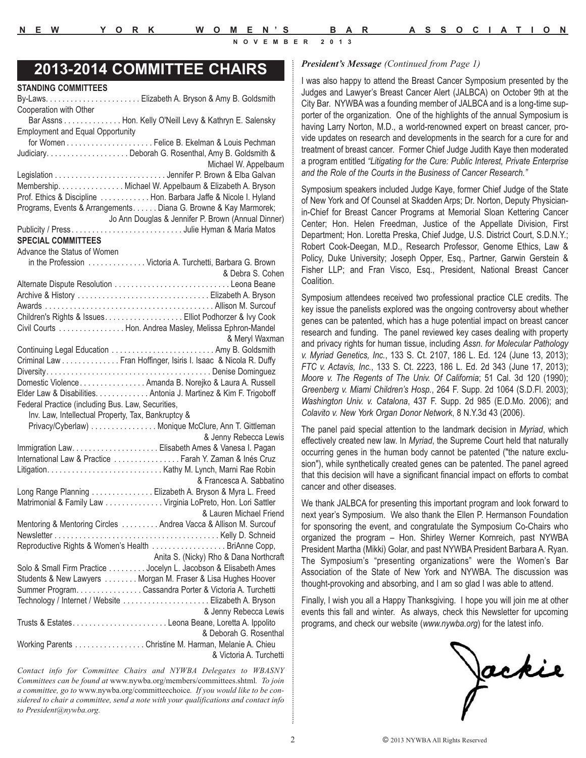## 2013-2014 COMMITTEE CHAIRS

**STANDING COMMITTEES**

By-Laws. . . . . . . . . . . . . . . . . . . . . . . Elizabeth A. Bryson & Amy B. Goldsmith
Cooperation with Other Bar Assns . . . . . . . . . . . . . . Hon. Kelly O'Neill Levy & Kathryn E. Salensky
Employment and Equal Opportunity for Women . . . . . . . . . . . . . . . . . . . . Felice B. Ekelman & Louis Pechman
Judiciary. . . . . . . . . . . . . . . . . . . . Deborah G. Rosenthal, Amy B. Goldsmith & Michael W. Appelbaum
Legislation . . . . . . . . . . . . . . . . . . . . . . . . . . Jennifer P. Brown & Elba Galvan
Membership. . . . . . . . . . . . . . . . Michael W. Appelbaum & Elizabeth A. Bryson
Prof. Ethics & Discipline . . . . . . . . . . . . Hon. Barbara Jaffe & Nicole I. Hyland
Programs, Events & Arrangements. . . . . . Diana G. Browne & Kay Marmorek; Jo Ann Douglas & Jennifer P. Brown (Annual Dinner)
Publicity / Press. . . . . . . . . . . . . . . . . . . . . . . . . . . Julie Hyman & Maria Matos

**SPECIAL COMMITTEES**

Advance the Status of Women in the Profession . . . . . . . . . . . . . Victoria A. Turchetti, Barbara G. Brown & Debra S. Cohen
Alternate Dispute Resolution . . . . . . . . . . . . . . . . . . . . . . . . . . . . Leona Beane
Archive & History . . . . . . . . . . . . . . . . . . . . . . . . . . . . . . . . Elizabeth A. Bryson
Awards . . . . . . . . . . . . . . . . . . . . . . . . . . . . . . . . . . . . . . . . . Allison M. Surcouf
Children's Rights & Issues. . . . . . . . . . . . . . . . . . . Elliot Podhorzer & Ivy Cook
Civil Courts . . . . . . . . . . . . . . . . Hon. Andrea Masley, Melissa Ephron-Mandel & Meryl Waxman
Continuing Legal Education . . . . . . . . . . . . . . . . . . . . . . . . . Amy B. Goldsmith
Criminal Law . . . . . . . . . . . . . . Fran Hoffinger, Isiris I. Isaac & Nicola R. Duffy
Diversity. . . . . . . . . . . . . . . . . . . . . . . . . . . . . . . . . . . . . . . . Denise Dominguez
Domestic Violence. . . . . . . . . . . . . . . . Amanda B. Norejko & Laura A. Russell
Elder Law & Disabilities. . . . . . . . . . . . . Antonia J. Martinez & Kim F. Trigoboff
Federal Practice (including Bus. Law, Securities, Inv. Law, Intellectual Property, Tax, Bankruptcy & Privacy/Cyberlaw) . . . . . . . . . . . . . . . . Monique McClure, Ann T. Gittleman & Jenny Rebecca Lewis
Immigration Law. . . . . . . . . . . . . . . . . . . . . Elisabeth Ames & Vanesa I. Pagan
International Law & Practice . . . . . . . . . . . . . . . . Farah Y. Zaman & Inés Cruz
Litigation. . . . . . . . . . . . . . . . . . . . . . . . . . . . Kathy M. Lynch, Marni Rae Robin & Francesca A. Sabbatino
Long Range Planning . . . . . . . . . . . . . . . Elizabeth A. Bryson & Myra L. Freed
Matrimonial & Family Law . . . . . . . . . . . . . . Virginia LoPreto, Hon. Lori Sattler & Lauren Michael Friend
Mentoring & Mentoring Circles . . . . . . . . . Andrea Vacca & Allison M. Surcouf
Newsletter . . . . . . . . . . . . . . . . . . . . . . . . . . . . . . . . . . . . . . . . . Kelly D. Schneid
Reproductive Rights & Women's Health . . . . . . . . . . . . . . . . . . BriAnne Copp, Anita S. (Nicky) Rho & Dana Northcraft
Solo & Small Firm Practice . . . . . . . . . Jocelyn L. Jacobson & Elisabeth Ames
Students & New Lawyers . . . . . . . . Morgan M. Fraser & Lisa Hughes Hoover
Summer Program. . . . . . . . . . . . . . . . Cassandra Porter & Victoria A. Turchetti
Technology / Internet / Website . . . . . . . . . . . . . . . . . . . . . Elizabeth A. Bryson & Jenny Rebecca Lewis
Trusts & Estates. . . . . . . . . . . . . . . . . . . . . . . Leona Beane, Loretta A. Ippolito & Deborah G. Rosenthal
Working Parents . . . . . . . . . . . . . . . . . Christine M. Harman, Melanie A. Chieu & Victoria A. Turchetti

*Contact info for Committee Chairs and NYWBA Delegates to WBASNY Committees can be found at* www.nywba.org/members/committees.shtml*. To join a committee, go to* www.nywba.org/committeechoice*. If you would like to be considered to chair a committee, send a note with your qualifications and contact info to President@nywba.org.*

***President's Message*** *(Continued from Page 1)*

I was also happy to attend the Breast Cancer Symposium presented by the Judges and Lawyer's Breast Cancer Alert (JALBCA) on October 9th at the City Bar. NYWBA was a founding member of JALBCA and is a long-time supporter of the organization. One of the highlights of the annual Symposium is having Larry Norton, M.D., a world-renowned expert on breast cancer, provide updates on research and developments in the search for a cure for and treatment of breast cancer. Former Chief Judge Judith Kaye then moderated a program entitled *"Litigating for the Cure: Public Interest, Private Enterprise and the Role of the Courts in the Business of Cancer Research."*

Symposium speakers included Judge Kaye, former Chief Judge of the State of New York and Of Counsel at Skadden Arps; Dr. Norton, Deputy Physician-in-Chief for Breast Cancer Programs at Memorial Sloan Kettering Cancer Center; Hon. Helen Freedman, Justice of the Appellate Division, First Department; Hon. Loretta Preska, Chief Judge, U.S. District Court, S.D.N.Y.; Robert Cook-Deegan, M.D., Research Professor, Genome Ethics, Law & Policy, Duke University; Joseph Opper, Esq., Partner, Garwin Gerstein & Fisher LLP; and Fran Visco, Esq., President, National Breast Cancer Coalition.

Symposium attendees received two professional practice CLE credits. The key issue the panelists explored was the ongoing controversy about whether genes can be patented, which has a huge potential impact on breast cancer research and funding. The panel reviewed key cases dealing with property and privacy rights for human tissue, including *Assn. for Molecular Pathology v. Myriad Genetics, Inc.*, 133 S. Ct. 2107, 186 L. Ed. 124 (June 13, 2013); *FTC v. Actavis, Inc.*, 133 S. Ct. 2223, 186 L. Ed. 2d 343 (June 17, 2013); *Moore v. The Regents of The Univ. Of California*; 51 Cal. 3d 120 (1990); *Greenberg v. Miami Children's Hosp.*, 264 F. Supp. 2d 1064 (S.D.Fl. 2003); *Washington Univ. v. Catalona*, 437 F. Supp. 2d 985 (E.D.Mo. 2006); and *Colavito v. New York Organ Donor Network*, 8 N.Y.3d 43 (2006).

The panel paid special attention to the landmark decision in *Myriad*, which effectively created new law. In *Myriad*, the Supreme Court held that naturally occurring genes in the human body cannot be patented ("the nature exclusion"), while synthetically created genes can be patented. The panel agreed that this decision will have a significant financial impact on efforts to combat cancer and other diseases.

We thank JALBCA for presenting this important program and look forward to next year's Symposium. We also thank the Ellen P. Hermanson Foundation for sponsoring the event, and congratulate the Symposium Co-Chairs who organized the program – Hon. Shirley Werner Kornreich, past NYWBA President Martha (Mikki) Golar, and past NYWBA President Barbara A. Ryan. The Symposium's "presenting organizations" were the Women's Bar Association of the State of New York and NYWBA. The discussion was thought-provoking and absorbing, and I am so glad I was able to attend.

Finally, I wish you all a Happy Thanksgiving. I hope you will join me at other events this fall and winter. As always, check this Newsletter for upcoming programs, and check our website (*www.nywba.org*) for the latest info.

Jackie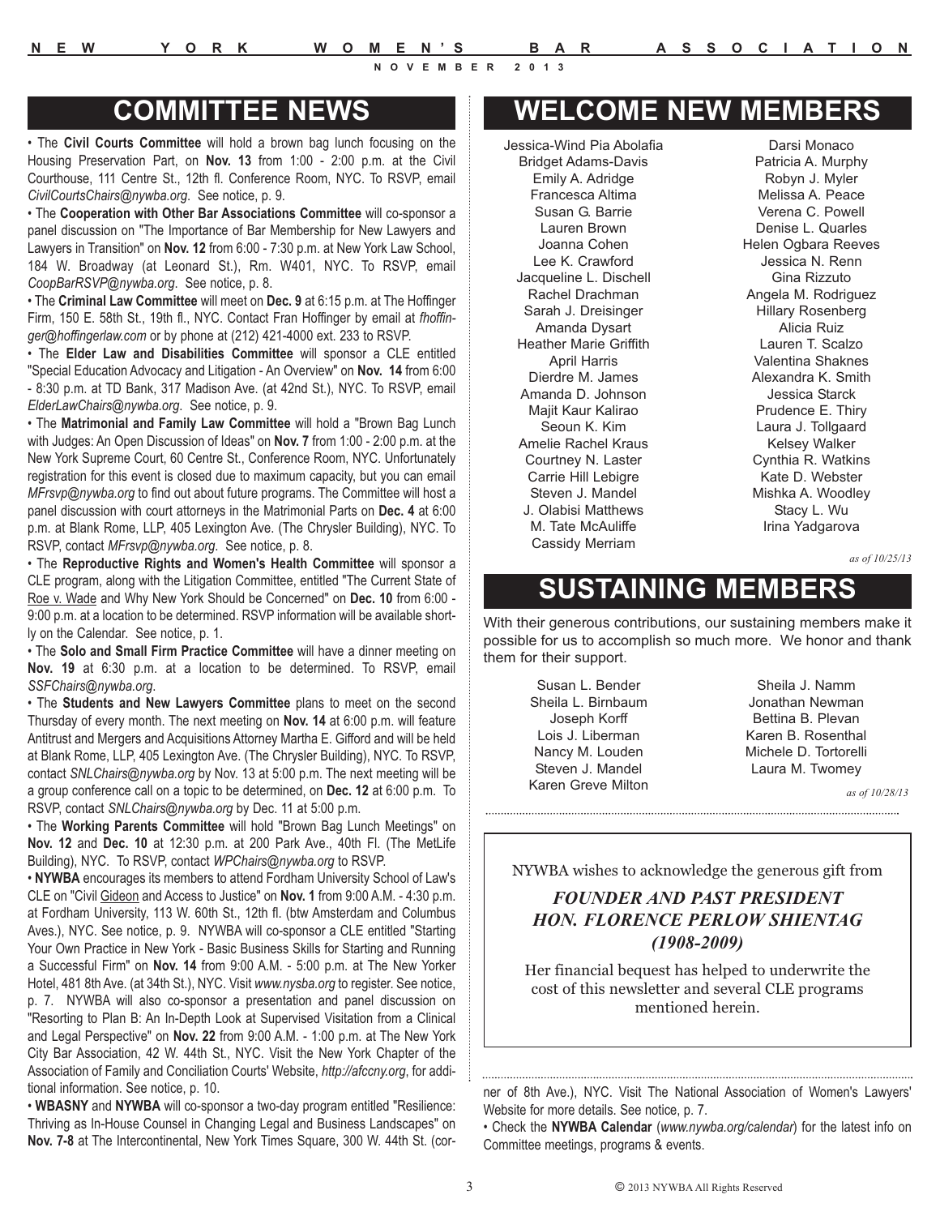# COMMITTEE NEWS

• The **Civil Courts Committee** will hold a brown bag lunch focusing on the Housing Preservation Part, on **Nov. 13** from 1:00 - 2:00 p.m. at the Civil Courthouse, 111 Centre St., 12th fl. Conference Room, NYC. To RSVP, email *CivilCourtsChairs@nywba.org*. See notice, p. 9.

• The **Cooperation with Other Bar Associations Committee** will co-sponsor a panel discussion on "The Importance of Bar Membership for New Lawyers and Lawyers in Transition" on **Nov. 12** from 6:00 - 7:30 p.m. at New York Law School, 184 W. Broadway (at Leonard St.), Rm. W401, NYC. To RSVP, email *CoopBarRSVP@nywba.org*. See notice, p. 8.

• The **Criminal Law Committee** will meet on **Dec. 9** at 6:15 p.m. at The Hoffinger Firm, 150 E. 58th St., 19th fl., NYC. Contact Fran Hoffinger by email at *fhoffinger@hoffingerlaw.com* or by phone at (212) 421-4000 ext. 233 to RSVP.

• The **Elder Law and Disabilities Committee** will sponsor a CLE entitled "Special Education Advocacy and Litigation - An Overview" on **Nov. 14** from 6:00 - 8:30 p.m. at TD Bank, 317 Madison Ave. (at 42nd St.), NYC. To RSVP, email *ElderLawChairs@nywba.org*. See notice, p. 9.

• The **Matrimonial and Family Law Committee** will hold a "Brown Bag Lunch with Judges: An Open Discussion of Ideas" on **Nov. 7** from 1:00 - 2:00 p.m. at the New York Supreme Court, 60 Centre St., Conference Room, NYC. Unfortunately registration for this event is closed due to maximum capacity, but you can email *MFrsvp@nywba.org* to find out about future programs. The Committee will host a panel discussion with court attorneys in the Matrimonial Parts on **Dec. 4** at 6:00 p.m. at Blank Rome, LLP, 405 Lexington Ave. (The Chrysler Building), NYC. To RSVP, contact *MFrsvp@nywba.org*. See notice, p. 8.

• The **Reproductive Rights and Women's Health Committee** will sponsor a CLE program, along with the Litigation Committee, entitled "The Current State of Roe v. Wade and Why New York Should be Concerned" on **Dec. 10** from 6:00 - 9:00 p.m. at a location to be determined. RSVP information will be available shortly on the Calendar. See notice, p. 1.

• The **Solo and Small Firm Practice Committee** will have a dinner meeting on **Nov. 19** at 6:30 p.m. at a location to be determined. To RSVP, email *SSFChairs@nywba.org*.

• The **Students and New Lawyers Committee** plans to meet on the second Thursday of every month. The next meeting on **Nov. 14** at 6:00 p.m. will feature Antitrust and Mergers and Acquisitions Attorney Martha E. Gifford and will be held at Blank Rome, LLP, 405 Lexington Ave. (The Chrysler Building), NYC. To RSVP, contact *SNLChairs@nywba.org* by Nov. 13 at 5:00 p.m. The next meeting will be a group conference call on a topic to be determined, on **Dec. 12** at 6:00 p.m. To RSVP, contact *SNLChairs@nywba.org* by Dec. 11 at 5:00 p.m.

• The **Working Parents Committee** will hold "Brown Bag Lunch Meetings" on **Nov. 12** and **Dec. 10** at 12:30 p.m. at 200 Park Ave., 40th Fl. (The MetLife Building), NYC. To RSVP, contact *WPChairs@nywba.org* to RSVP.

• **NYWBA** encourages its members to attend Fordham University School of Law's CLE on "Civil Gideon and Access to Justice" on **Nov. 1** from 9:00 A.M. - 4:30 p.m. at Fordham University, 113 W. 60th St., 12th fl. (btw Amsterdam and Columbus Aves.), NYC. See notice, p. 9. NYWBA will co-sponsor a CLE entitled "Starting Your Own Practice in New York - Basic Business Skills for Starting and Running a Successful Firm" on **Nov. 14** from 9:00 A.M. - 5:00 p.m. at The New Yorker Hotel, 481 8th Ave. (at 34th St.), NYC. Visit *www.nysba.org* to register. See notice, p. 7. NYWBA will also co-sponsor a presentation and panel discussion on "Resorting to Plan B: An In-Depth Look at Supervised Visitation from a Clinical and Legal Perspective" on **Nov. 22** from 9:00 A.M. - 1:00 p.m. at The New York City Bar Association, 42 W. 44th St., NYC. Visit the New York Chapter of the Association of Family and Conciliation Courts' Website, *http://afccny.org*, for additional information. See notice, p. 10.

• **WBASNY** and **NYWBA** will co-sponsor a two-day program entitled "Resilience: Thriving as In-House Counsel in Changing Legal and Business Landscapes" on **Nov. 7-8** at The Intercontinental, New York Times Square, 300 W. 44th St. (corner of 8th Ave.), NYC. Visit The National Association of Women's Lawyers' Website for more details. See notice, p. 7.

• Check the **NYWBA Calendar** (*www.nywba.org/calendar*) for the latest info on Committee meetings, programs & events.

# WELCOME NEW MEMBERS

Jessica-Wind Pia Abolafia
Bridget Adams-Davis
Emily A. Adridge
Francesca Altima
Susan G. Barrie
Lauren Brown
Joanna Cohen
Lee K. Crawford
Jacqueline L. Dischell
Rachel Drachman
Sarah J. Dreisinger
Amanda Dysart
Heather Marie Griffith
April Harris
Dierdre M. James
Amanda D. Johnson
Majit Kaur Kalirao
Seoun K. Kim
Amelie Rachel Kraus
Courtney N. Laster
Carrie Hill Lebigre
Steven J. Mandel
J. Olabisi Matthews
M. Tate McAuliffe
Cassidy Merriam
Darsi Monaco
Patricia A. Murphy
Robyn J. Myler
Melissa A. Peace
Verena C. Powell
Denise L. Quarles
Helen Ogbara Reeves
Jessica N. Renn
Gina Rizzuto
Angela M. Rodriguez
Hillary Rosenberg
Alicia Ruiz
Lauren T. Scalzo
Valentina Shaknes
Alexandra K. Smith
Jessica Starck
Prudence E. Thiry
Laura J. Tollgaard
Kelsey Walker
Cynthia R. Watkins
Kate D. Webster
Mishka A. Woodley
Stacy L. Wu
Irina Yadgarova

*as of 10/25/13*

# SUSTAINING MEMBERS

With their generous contributions, our sustaining members make it possible for us to accomplish so much more. We honor and thank them for their support.

Susan L. Bender
Sheila L. Birnbaum
Joseph Korff
Lois J. Liberman
Nancy M. Louden
Steven J. Mandel
Karen Greve Milton
Sheila J. Namm
Jonathan Newman
Bettina B. Plevan
Karen B. Rosenthal
Michele D. Tortorelli
Laura M. Twomey

*as of 10/28/13*

NYWBA wishes to acknowledge the generous gift from

***FOUNDER AND PAST PRESIDENT***
***HON. FLORENCE PERLOW SHIENTAG***
***(1908-2009)***

Her financial bequest has helped to underwrite the cost of this newsletter and several CLE programs mentioned herein.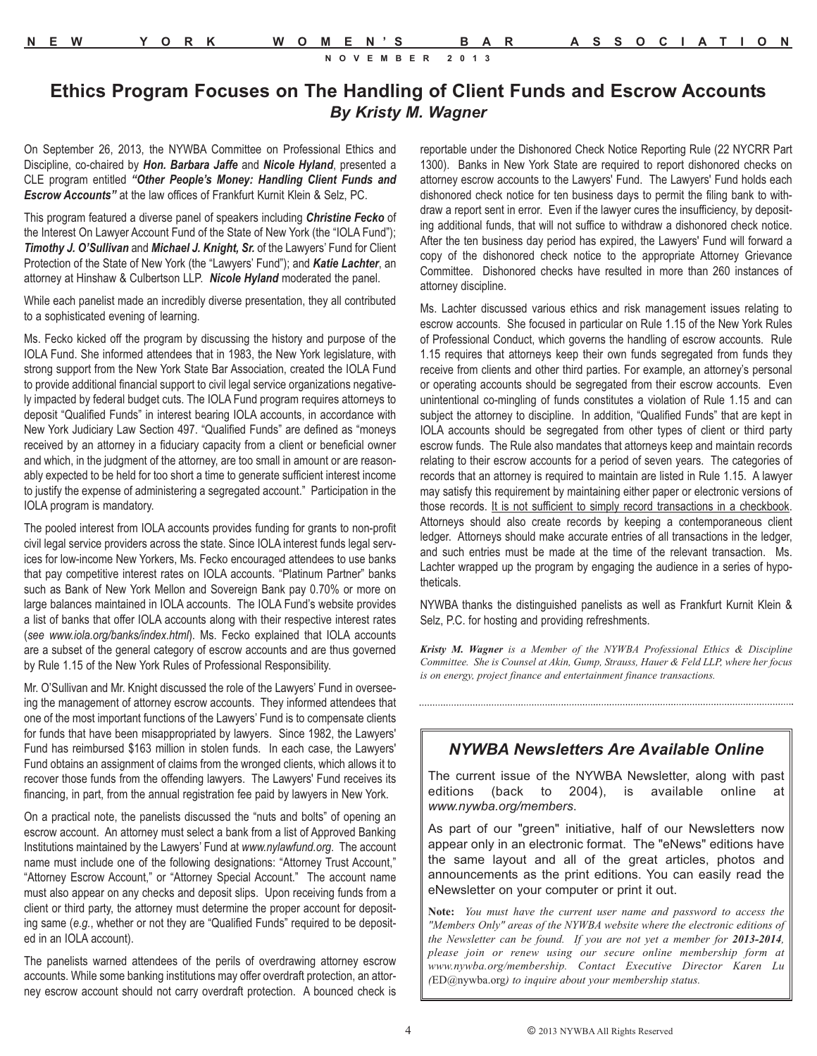## Ethics Program Focuses on The Handling of Client Funds and Escrow Accounts

***By Kristy M. Wagner***

On September 26, 2013, the NYWBA Committee on Professional Ethics and Discipline, co-chaired by ***Hon. Barbara Jaffe*** and ***Nicole Hyland***, presented a CLE program entitled ***"Other People's Money: Handling Client Funds and Escrow Accounts"*** at the law offices of Frankfurt Kurnit Klein & Selz, PC.

This program featured a diverse panel of speakers including ***Christine Fecko*** of the Interest On Lawyer Account Fund of the State of New York (the "IOLA Fund"); ***Timothy J. O'Sullivan*** and ***Michael J. Knight, Sr.*** of the Lawyers' Fund for Client Protection of the State of New York (the "Lawyers' Fund"); and ***Katie Lachter***, an attorney at Hinshaw & Culbertson LLP. ***Nicole Hyland*** moderated the panel.

While each panelist made an incredibly diverse presentation, they all contributed to a sophisticated evening of learning.

Ms. Fecko kicked off the program by discussing the history and purpose of the IOLA Fund. She informed attendees that in 1983, the New York legislature, with strong support from the New York State Bar Association, created the IOLA Fund to provide additional financial support to civil legal service organizations negatively impacted by federal budget cuts. The IOLA Fund program requires attorneys to deposit "Qualified Funds" in interest bearing IOLA accounts, in accordance with New York Judiciary Law Section 497. "Qualified Funds" are defined as "moneys received by an attorney in a fiduciary capacity from a client or beneficial owner and which, in the judgment of the attorney, are too small in amount or are reasonably expected to be held for too short a time to generate sufficient interest income to justify the expense of administering a segregated account." Participation in the IOLA program is mandatory.

The pooled interest from IOLA accounts provides funding for grants to non-profit civil legal service providers across the state. Since IOLA interest funds legal services for low-income New Yorkers, Ms. Fecko encouraged attendees to use banks that pay competitive interest rates on IOLA accounts. "Platinum Partner" banks such as Bank of New York Mellon and Sovereign Bank pay 0.70% or more on large balances maintained in IOLA accounts. The IOLA Fund's website provides a list of banks that offer IOLA accounts along with their respective interest rates (*see www.iola.org/banks/index.html*). Ms. Fecko explained that IOLA accounts are a subset of the general category of escrow accounts and are thus governed by Rule 1.15 of the New York Rules of Professional Responsibility.

Mr. O'Sullivan and Mr. Knight discussed the role of the Lawyers' Fund in overseeing the management of attorney escrow accounts. They informed attendees that one of the most important functions of the Lawyers' Fund is to compensate clients for funds that have been misappropriated by lawyers. Since 1982, the Lawyers' Fund has reimbursed $163 million in stolen funds. In each case, the Lawyers' Fund obtains an assignment of claims from the wronged clients, which allows it to recover those funds from the offending lawyers. The Lawyers' Fund receives its financing, in part, from the annual registration fee paid by lawyers in New York.

On a practical note, the panelists discussed the "nuts and bolts" of opening an escrow account. An attorney must select a bank from a list of Approved Banking Institutions maintained by the Lawyers' Fund at *www.nylawfund.org*. The account name must include one of the following designations: "Attorney Trust Account," "Attorney Escrow Account," or "Attorney Special Account." The account name must also appear on any checks and deposit slips. Upon receiving funds from a client or third party, the attorney must determine the proper account for depositing same (*e.g.*, whether or not they are "Qualified Funds" required to be deposited in an IOLA account).

The panelists warned attendees of the perils of overdrawing attorney escrow accounts. While some banking institutions may offer overdraft protection, an attorney escrow account should not carry overdraft protection. A bounced check is reportable under the Dishonored Check Notice Reporting Rule (22 NYCRR Part 1300). Banks in New York State are required to report dishonored checks on attorney escrow accounts to the Lawyers' Fund. The Lawyers' Fund holds each dishonored check notice for ten business days to permit the filing bank to withdraw a report sent in error. Even if the lawyer cures the insufficiency, by depositing additional funds, that will not suffice to withdraw a dishonored check notice. After the ten business day period has expired, the Lawyers' Fund will forward a copy of the dishonored check notice to the appropriate Attorney Grievance Committee. Dishonored checks have resulted in more than 260 instances of attorney discipline.

Ms. Lachter discussed various ethics and risk management issues relating to escrow accounts. She focused in particular on Rule 1.15 of the New York Rules of Professional Conduct, which governs the handling of escrow accounts. Rule 1.15 requires that attorneys keep their own funds segregated from funds they receive from clients and other third parties. For example, an attorney's personal or operating accounts should be segregated from their escrow accounts. Even unintentional co-mingling of funds constitutes a violation of Rule 1.15 and can subject the attorney to discipline. In addition, "Qualified Funds" that are kept in IOLA accounts should be segregated from other types of client or third party escrow funds. The Rule also mandates that attorneys keep and maintain records relating to their escrow accounts for a period of seven years. The categories of records that an attorney is required to maintain are listed in Rule 1.15. A lawyer may satisfy this requirement by maintaining either paper or electronic versions of those records. <u>It is not sufficient to simply record transactions in a checkbook</u>. Attorneys should also create records by keeping a contemporaneous client ledger. Attorneys should make accurate entries of all transactions in the ledger, and such entries must be made at the time of the relevant transaction. Ms. Lachter wrapped up the program by engaging the audience in a series of hypotheticals.

NYWBA thanks the distinguished panelists as well as Frankfurt Kurnit Klein & Selz, P.C. for hosting and providing refreshments.

***Kristy M. Wagner*** *is a Member of the NYWBA Professional Ethics & Discipline Committee. She is Counsel at Akin, Gump, Strauss, Hauer & Feld LLP, where her focus is on energy, project finance and entertainment finance transactions.*

---

### *NYWBA Newsletters Are Available Online*

The current issue of the NYWBA Newsletter, along with past editions (back to 2004), is available online at *www.nywba.org/members*.

As part of our "green" initiative, half of our Newsletters now appear only in an electronic format. The "eNews" editions have the same layout and all of the great articles, photos and announcements as the print editions. You can easily read the eNewsletter on your computer or print it out.

**Note:** *You must have the current user name and password to access the "Members Only" areas of the NYWBA website where the electronic editions of the Newsletter can be found. If you are not yet a member for* ***2013-2014****, please join or renew using our secure online membership form at www.nywba.org/membership. Contact Executive Director Karen Lu (*ED@nywba.org*) to inquire about your membership status.*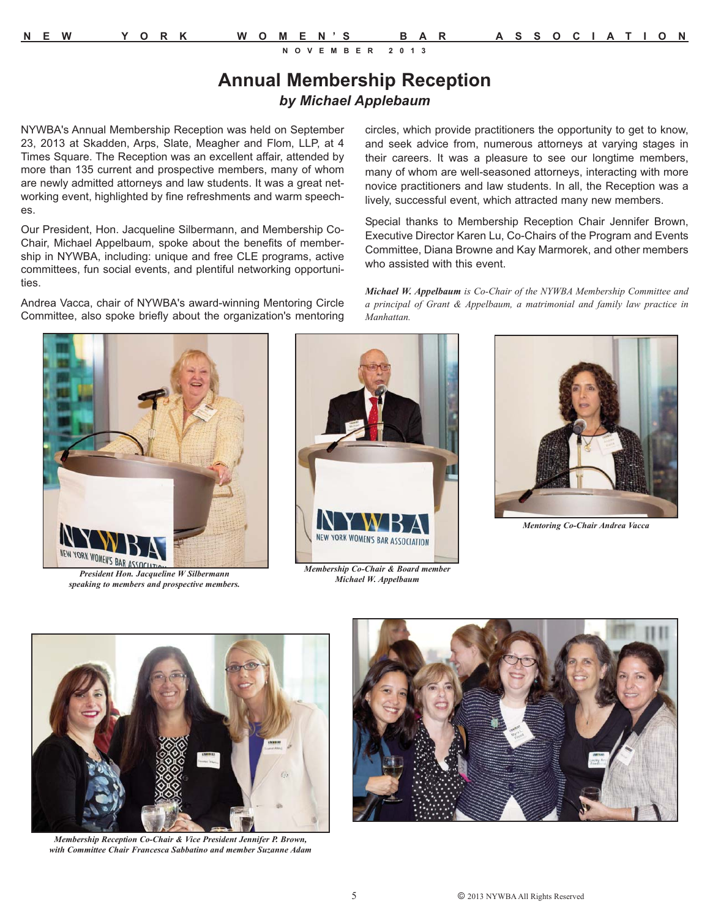# Annual Membership Reception

### *by Michael Applebaum*

NYWBA's Annual Membership Reception was held on September 23, 2013 at Skadden, Arps, Slate, Meagher and Flom, LLP, at 4 Times Square. The Reception was an excellent affair, attended by more than 135 current and prospective members, many of whom are newly admitted attorneys and law students. It was a great networking event, highlighted by fine refreshments and warm speeches.

Our President, Hon. Jacqueline Silbermann, and Membership Co-Chair, Michael Appelbaum, spoke about the benefits of membership in NYWBA, including: unique and free CLE programs, active committees, fun social events, and plentiful networking opportunities.

Andrea Vacca, chair of NYWBA's award-winning Mentoring Circle Committee, also spoke briefly about the organization's mentoring circles, which provide practitioners the opportunity to get to know, and seek advice from, numerous attorneys at varying stages in their careers. It was a pleasure to see our longtime members, many of whom are well-seasoned attorneys, interacting with more novice practitioners and law students. In all, the Reception was a lively, successful event, which attracted many new members.

Special thanks to Membership Reception Chair Jennifer Brown, Executive Director Karen Lu, Co-Chairs of the Program and Events Committee, Diana Browne and Kay Marmorek, and other members who assisted with this event.

***Michael W. Appelbaum*** *is Co-Chair of the NYWBA Membership Committee and a principal of Grant & Appelbaum, a matrimonial and family law practice in Manhattan.*

*President Hon. Jacqueline W Silbermann speaking to members and prospective members.*

*Membership Co-Chair & Board member Michael W. Appelbaum*

*Mentoring Co-Chair Andrea Vacca*

*Membership Reception Co-Chair & Vice President Jennifer P. Brown, with Committee Chair Francesca Sabbatino and member Suzanne Adam*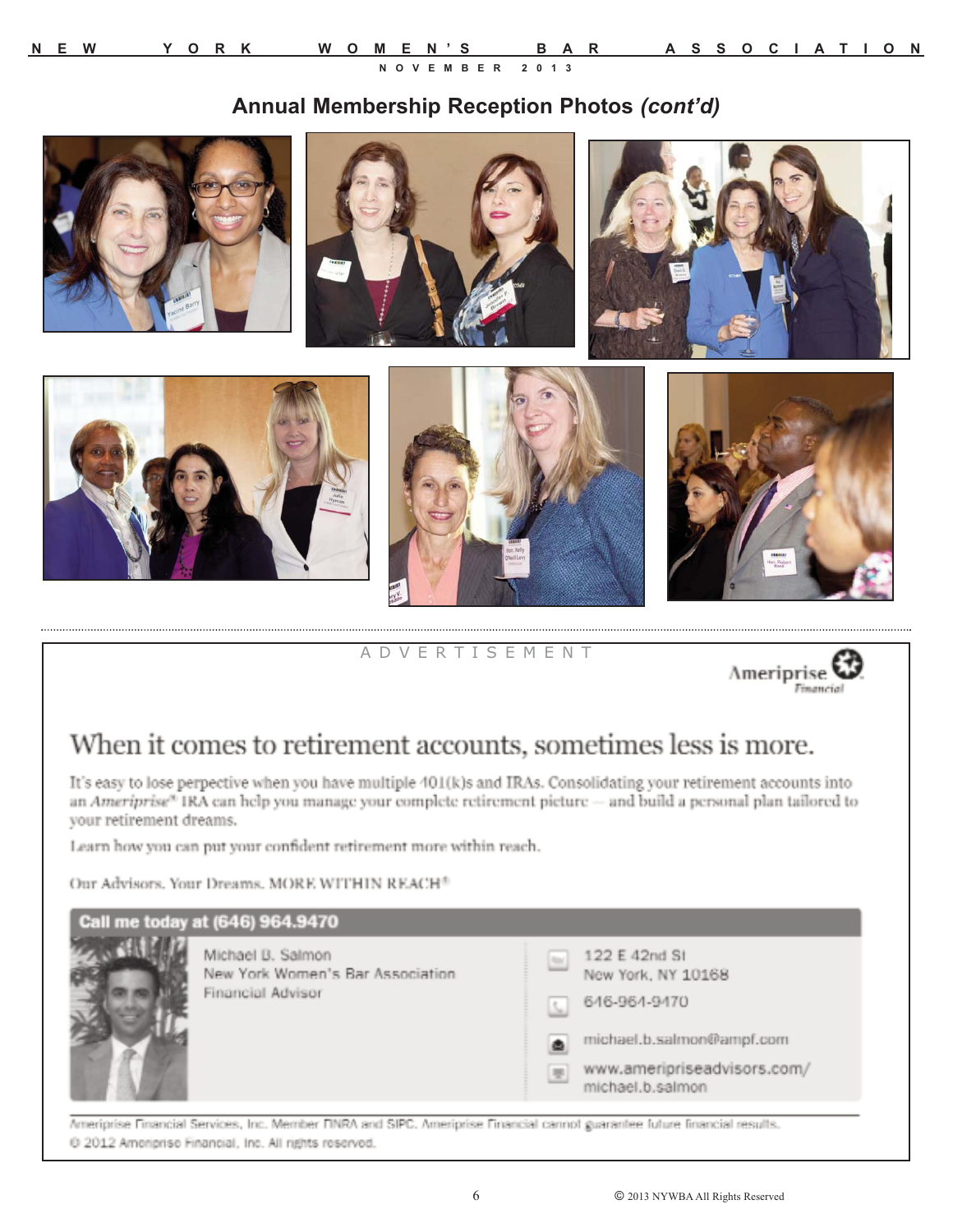## Annual Membership Reception Photos *(cont'd)*

ADVERTISEMENT

Ameriprise Financial

# When it comes to retirement accounts, sometimes less is more.

It's easy to lose perpective when you have multiple 401(k)s and IRAs. Consolidating your retirement accounts into an *Ameriprise*® IRA can help you manage your complete retirement picture — and build a personal plan tailored to your retirement dreams.

Learn how you can put your confident retirement more within reach.

Our Advisors. Your Dreams. MORE WITHIN REACH®

**Call me today at (646) 964.9470**

Michael B. Salmon
New York Women's Bar Association
Financial Advisor

122 E 42nd St
New York, NY 10168

646-964-9470

michael.b.salmon@ampf.com

www.ameripriseadvisors.com/michael.b.salmon

Ameriprise Financial Services, Inc. Member FINRA and SIPC. Ameriprise Financial cannot guarantee future financial results.
© 2012 Ameriprise Financial, Inc. All rights reserved.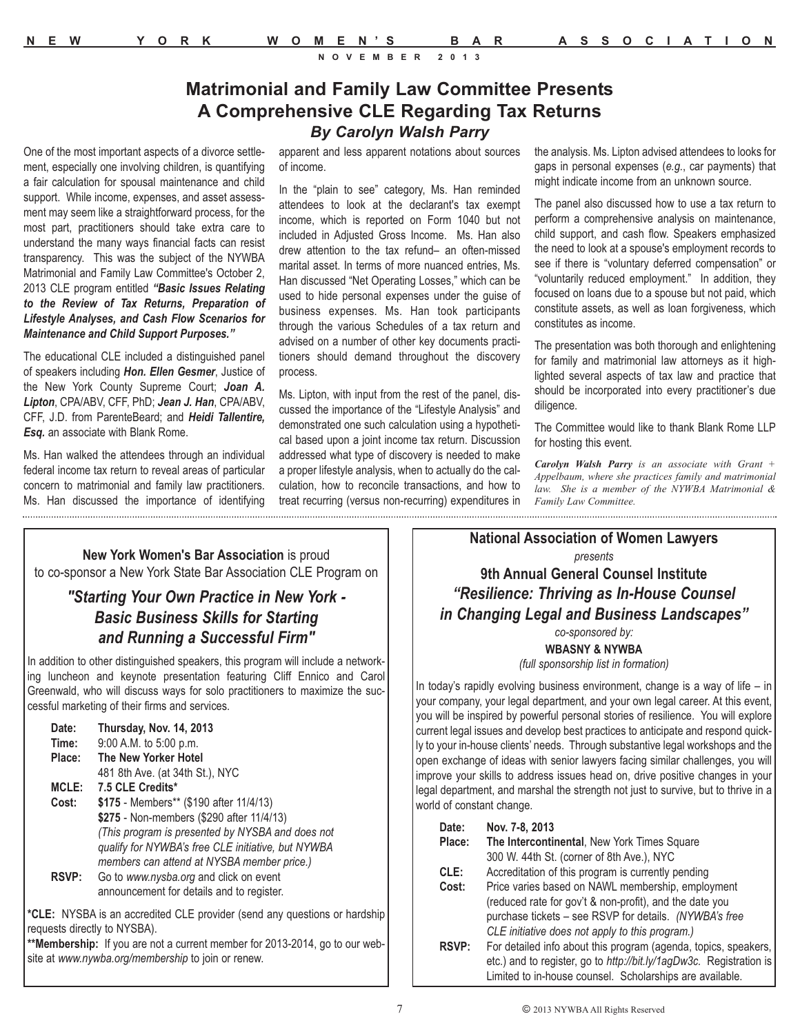# Matrimonial and Family Law Committee Presents A Comprehensive CLE Regarding Tax Returns

### *By Carolyn Walsh Parry*

One of the most important aspects of a divorce settlement, especially one involving children, is quantifying a fair calculation for spousal maintenance and child support. While income, expenses, and asset assessment may seem like a straightforward process, for the most part, practitioners should take extra care to understand the many ways financial facts can resist transparency. This was the subject of the NYWBA Matrimonial and Family Law Committee's October 2, 2013 CLE program entitled ***"Basic Issues Relating to the Review of Tax Returns, Preparation of Lifestyle Analyses, and Cash Flow Scenarios for Maintenance and Child Support Purposes."***

The educational CLE included a distinguished panel of speakers including ***Hon. Ellen Gesmer***, Justice of the New York County Supreme Court; ***Joan A. Lipton***, CPA/ABV, CFF, PhD; ***Jean J. Han***, CPA/ABV, CFF, J.D. from ParenteBeard; and ***Heidi Tallentire, Esq.*** an associate with Blank Rome.

Ms. Han walked the attendees through an individual federal income tax return to reveal areas of particular concern to matrimonial and family law practitioners. Ms. Han discussed the importance of identifying apparent and less apparent notations about sources of income.

In the "plain to see" category, Ms. Han reminded attendees to look at the declarant's tax exempt income, which is reported on Form 1040 but not included in Adjusted Gross Income. Ms. Han also drew attention to the tax refund– an often-missed marital asset. In terms of more nuanced entries, Ms. Han discussed "Net Operating Losses," which can be used to hide personal expenses under the guise of business expenses. Ms. Han took participants through the various Schedules of a tax return and advised on a number of other key documents practitioners should demand throughout the discovery process.

Ms. Lipton, with input from the rest of the panel, discussed the importance of the "Lifestyle Analysis" and demonstrated one such calculation using a hypothetical based upon a joint income tax return. Discussion addressed what type of discovery is needed to make a proper lifestyle analysis, when to actually do the calculation, how to reconcile transactions, and how to treat recurring (versus non-recurring) expenditures in the analysis. Ms. Lipton advised attendees to looks for gaps in personal expenses (*e.g.*, car payments) that might indicate income from an unknown source.

The panel also discussed how to use a tax return to perform a comprehensive analysis on maintenance, child support, and cash flow. Speakers emphasized the need to look at a spouse's employment records to see if there is "voluntary deferred compensation" or "voluntarily reduced employment." In addition, they focused on loans due to a spouse but not paid, which constitute assets, as well as loan forgiveness, which constitutes as income.

The presentation was both thorough and enlightening for family and matrimonial law attorneys as it highlighted several aspects of tax law and practice that should be incorporated into every practitioner's due diligence.

The Committee would like to thank Blank Rome LLP for hosting this event.

***Carolyn Walsh Parry*** *is an associate with Grant + Appelbaum, where she practices family and matrimonial law. She is a member of the NYWBA Matrimonial & Family Law Committee.*

---

**New York Women's Bar Association** is proud to co-sponsor a New York State Bar Association CLE Program on

## *"Starting Your Own Practice in New York - Basic Business Skills for Starting and Running a Successful Firm"*

In addition to other distinguished speakers, this program will include a networking luncheon and keynote presentation featuring Cliff Ennico and Carol Greenwald, who will discuss ways for solo practitioners to maximize the successful marketing of their firms and services.

**Date:** **Thursday, Nov. 14, 2013**
**Time:** 9:00 A.M. to 5:00 p.m.
**Place:** **The New Yorker Hotel**
481 8th Ave. (at 34th St.), NYC
**MCLE:** **7.5 CLE Credits***
**Cost:** **$175** - Members** ($190 after 11/4/13)
**$275** - Non-members ($290 after 11/4/13)
*(This program is presented by NYSBA and does not qualify for NYWBA's free CLE initiative, but NYWBA members can attend at NYSBA member price.)*
**RSVP:** Go to *www.nysba.org* and click on event announcement for details and to register.

***CLE:** NYSBA is an accredited CLE provider (send any questions or hardship requests directly to NYSBA).
****Membership:** If you are not a current member for 2013-2014, go to our website at *www.nywba.org/membership* to join or renew.

---

**National Association of Women Lawyers**
*presents*

## 9th Annual General Counsel Institute
## *"Resilience: Thriving as In-House Counsel in Changing Legal and Business Landscapes"*

*co-sponsored by:*
**WBASNY & NYWBA**
*(full sponsorship list in formation)*

In today's rapidly evolving business environment, change is a way of life – in your company, your legal department, and your own legal career. At this event, you will be inspired by powerful personal stories of resilience. You will explore current legal issues and develop best practices to anticipate and respond quickly to your in-house clients' needs. Through substantive legal workshops and the open exchange of ideas with senior lawyers facing similar challenges, you will improve your skills to address issues head on, drive positive changes in your legal department, and marshal the strength not just to survive, but to thrive in a world of constant change.

**Date:** **Nov. 7-8, 2013**
**Place:** **The Intercontinental**, New York Times Square
300 W. 44th St. (corner of 8th Ave.), NYC
**CLE:** Accreditation of this program is currently pending
**Cost:** Price varies based on NAWL membership, employment (reduced rate for gov't & non-profit), and the date you purchase tickets – see RSVP for details. *(NYWBA's free CLE initiative does not apply to this program.)*
**RSVP:** For detailed info about this program (agenda, topics, speakers, etc.) and to register, go to *http://bit.ly/1agDw3c.* Registration is Limited to in-house counsel. Scholarships are available.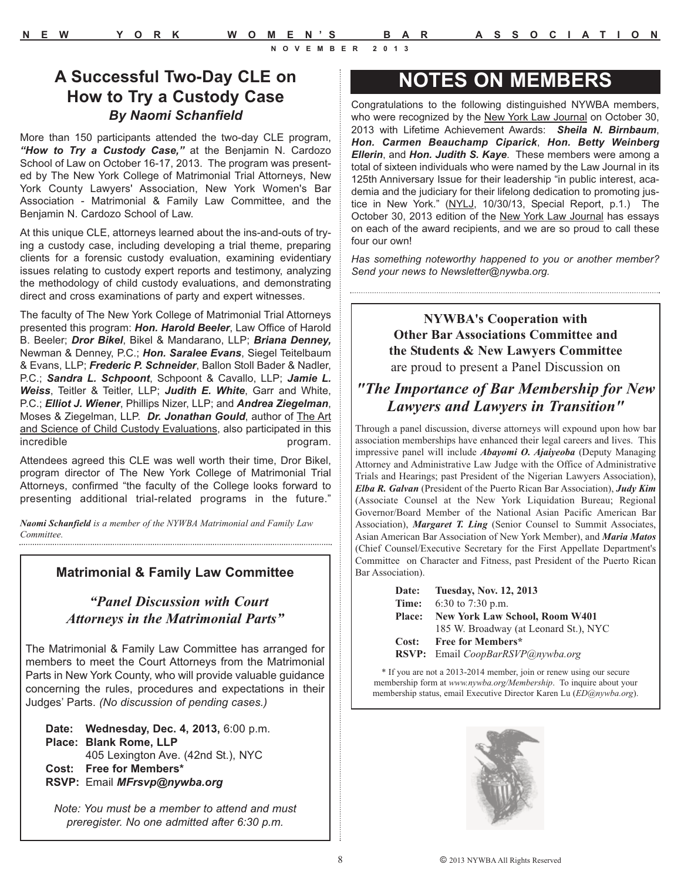## A Successful Two-Day CLE on How to Try a Custody Case

***By Naomi Schanfield***

More than 150 participants attended the two-day CLE program, ***"How to Try a Custody Case,"*** at the Benjamin N. Cardozo School of Law on October 16-17, 2013. The program was presented by The New York College of Matrimonial Trial Attorneys, New York County Lawyers' Association, New York Women's Bar Association - Matrimonial & Family Law Committee, and the Benjamin N. Cardozo School of Law.

At this unique CLE, attorneys learned about the ins-and-outs of trying a custody case, including developing a trial theme, preparing clients for a forensic custody evaluation, examining evidentiary issues relating to custody expert reports and testimony, analyzing the methodology of child custody evaluations, and demonstrating direct and cross examinations of party and expert witnesses.

The faculty of The New York College of Matrimonial Trial Attorneys presented this program: ***Hon. Harold Beeler***, Law Office of Harold B. Beeler; ***Dror Bikel***, Bikel & Mandarano, LLP; ***Briana Denney,*** Newman & Denney, P.C.; ***Hon. Saralee Evans***, Siegel Teitelbaum & Evans, LLP; ***Frederic P. Schneider***, Ballon Stoll Bader & Nadler, P.C.; ***Sandra L. Schpoont***, Schpoont & Cavallo, LLP; ***Jamie L. Weiss***, Teitler & Teitler, LLP; ***Judith E. White***, Garr and White, P.C.; ***Elliot J. Wiener***, Phillips Nizer, LLP; and ***Andrea Ziegelman***, Moses & Ziegelman, LLP. ***Dr. Jonathan Gould***, author of The Art and Science of Child Custody Evaluations, also participated in this incredible program.

Attendees agreed this CLE was well worth their time, Dror Bikel, program director of The New York College of Matrimonial Trial Attorneys, confirmed "the faculty of the College looks forward to presenting additional trial-related programs in the future."

***Naomi Schanfield*** *is a member of the NYWBA Matrimonial and Family Law Committee.*

### Matrimonial & Family Law Committee

***"Panel Discussion with Court Attorneys in the Matrimonial Parts"***

The Matrimonial & Family Law Committee has arranged for members to meet the Court Attorneys from the Matrimonial Parts in New York County, who will provide valuable guidance concerning the rules, procedures and expectations in their Judges' Parts. *(No discussion of pending cases.)*

**Date: Wednesday, Dec. 4, 2013,** 6:00 p.m.
**Place: Blank Rome, LLP**
405 Lexington Ave. (42nd St.), NYC
**Cost: Free for Members***
**RSVP:** Email ***MFrsvp@nywba.org***

*Note: You must be a member to attend and must preregister. No one admitted after 6:30 p.m.*

## NOTES ON MEMBERS

Congratulations to the following distinguished NYWBA members, who were recognized by the New York Law Journal on October 30, 2013 with Lifetime Achievement Awards: ***Sheila N. Birnbaum***, ***Hon. Carmen Beauchamp Ciparick***, ***Hon. Betty Weinberg Ellerin***, and ***Hon. Judith S. Kaye***. These members were among a total of sixteen individuals who were named by the Law Journal in its 125th Anniversary Issue for their leadership "in public interest, academia and the judiciary for their lifelong dedication to promoting justice in New York." (NYLJ, 10/30/13, Special Report, p.1.) The October 30, 2013 edition of the New York Law Journal has essays on each of the award recipients, and we are so proud to call these four our own!

*Has something noteworthy happened to you or another member? Send your news to Newsletter@nywba.org.*

### NYWBA's Cooperation with Other Bar Associations Committee and the Students & New Lawyers Committee

are proud to present a Panel Discussion on

***"The Importance of Bar Membership for New Lawyers and Lawyers in Transition"***

Through a panel discussion, diverse attorneys will expound upon how bar association memberships have enhanced their legal careers and lives. This impressive panel will include ***Abayomi O. Ajaiyeoba*** (Deputy Managing Attorney and Administrative Law Judge with the Office of Administrative Trials and Hearings; past President of the Nigerian Lawyers Association), ***Elba R. Galvan*** (President of the Puerto Rican Bar Association), ***Judy Kim*** (Associate Counsel at the New York Liquidation Bureau; Regional Governor/Board Member of the National Asian Pacific American Bar Association), ***Margaret T. Ling*** (Senior Counsel to Summit Associates, Asian American Bar Association of New York Member), and ***Maria Matos*** (Chief Counsel/Executive Secretary for the First Appellate Department's Committee on Character and Fitness, past President of the Puerto Rican Bar Association).

**Date: Tuesday, Nov. 12, 2013**
**Time:** 6:30 to 7:30 p.m.
**Place: New York Law School, Room W401**
185 W. Broadway (at Leonard St.), NYC
**Cost: Free for Members***
**RSVP:** Email *CoopBarRSVP@nywba.org*

\* If you are not a 2013-2014 member, join or renew using our secure membership form at *www.nywba.org/Membership*. To inquire about your membership status, email Executive Director Karen Lu (*ED@nywba.org*).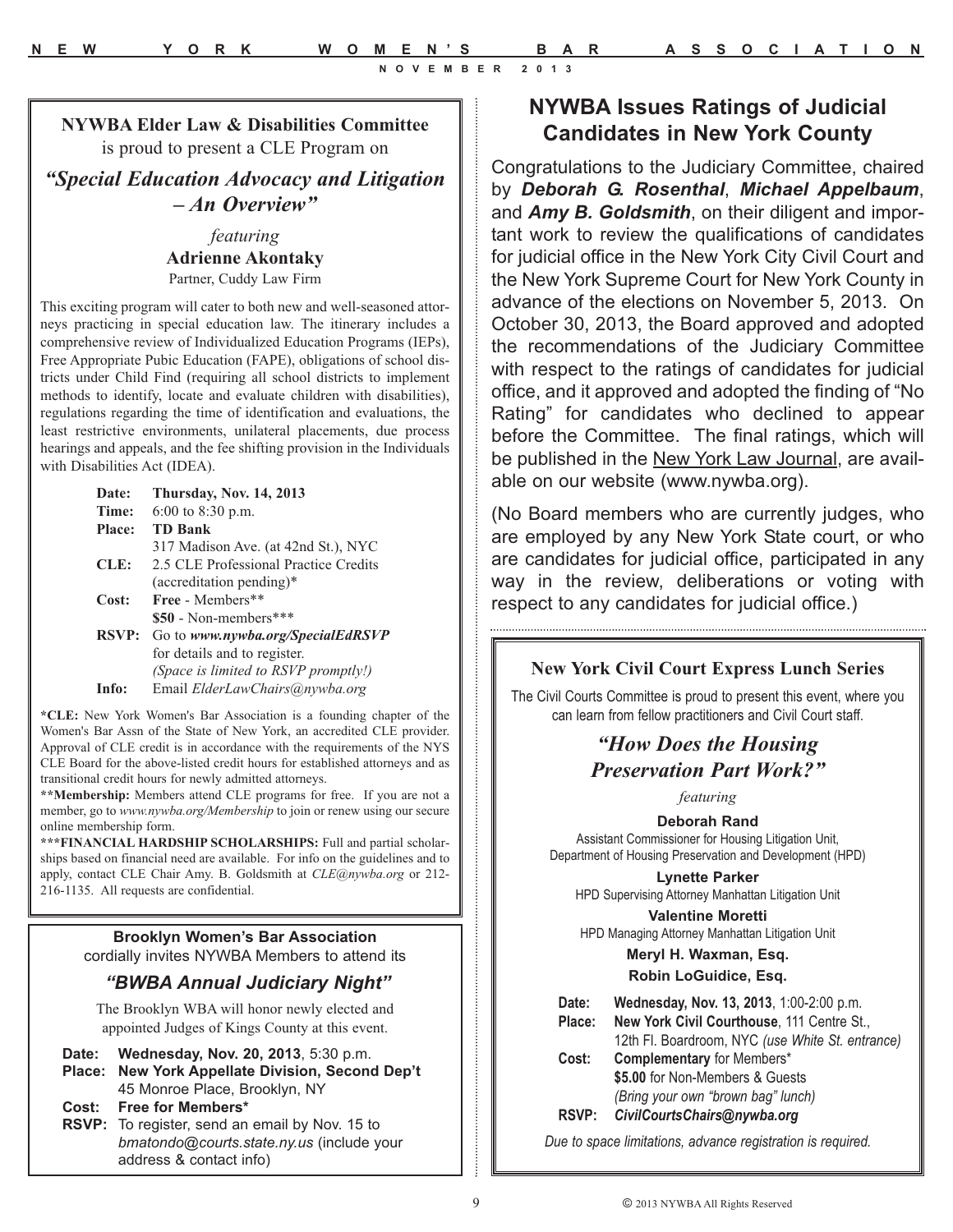## NYWBA Elder Law & Disabilities Committee

is proud to present a CLE Program on

### *"Special Education Advocacy and Litigation – An Overview"*

*featuring*

**Adrienne Akontaky**

Partner, Cuddy Law Firm

This exciting program will cater to both new and well-seasoned attorneys practicing in special education law. The itinerary includes a comprehensive review of Individualized Education Programs (IEPs), Free Appropriate Pubic Education (FAPE), obligations of school districts under Child Find (requiring all school districts to implement methods to identify, locate and evaluate children with disabilities), regulations regarding the time of identification and evaluations, the least restrictive environments, unilateral placements, due process hearings and appeals, and the fee shifting provision in the Individuals with Disabilities Act (IDEA).

**Date:** **Thursday, Nov. 14, 2013**
**Time:** 6:00 to 8:30 p.m.
**Place:** **TD Bank**
317 Madison Ave. (at 42nd St.), NYC
**CLE:** 2.5 CLE Professional Practice Credits (accreditation pending)*
**Cost:** **Free** - Members**
**$50** - Non-members***
**RSVP:** Go to ***www.nywba.org/SpecialEdRSVP*** for details and to register. *(Space is limited to RSVP promptly!)*
**Info:** Email *ElderLawChairs@nywba.org*

***CLE:** New York Women's Bar Association is a founding chapter of the Women's Bar Assn of the State of New York, an accredited CLE provider. Approval of CLE credit is in accordance with the requirements of the NYS CLE Board for the above-listed credit hours for established attorneys and as transitional credit hours for newly admitted attorneys.

****Membership:** Members attend CLE programs for free. If you are not a member, go to *www.nywba.org/Membership* to join or renew using our secure online membership form.

*****FINANCIAL HARDSHIP SCHOLARSHIPS:** Full and partial scholarships based on financial need are available. For info on the guidelines and to apply, contact CLE Chair Amy. B. Goldsmith at *CLE@nywba.org* or 212-216-1135. All requests are confidential.

---

**Brooklyn Women's Bar Association**

cordially invites NYWBA Members to attend its

### *"BWBA Annual Judiciary Night"*

The Brooklyn WBA will honor newly elected and appointed Judges of Kings County at this event.

**Date:** **Wednesday, Nov. 20, 2013**, 5:30 p.m.
**Place:** **New York Appellate Division, Second Dep't**
45 Monroe Place, Brooklyn, NY
**Cost:** **Free for Members***
**RSVP:** To register, send an email by Nov. 15 to *bmatondo@courts.state.ny.us* (include your address & contact info)

---

## NYWBA Issues Ratings of Judicial Candidates in New York County

Congratulations to the Judiciary Committee, chaired by ***Deborah G. Rosenthal***, ***Michael Appelbaum***, and ***Amy B. Goldsmith***, on their diligent and important work to review the qualifications of candidates for judicial office in the New York City Civil Court and the New York Supreme Court for New York County in advance of the elections on November 5, 2013. On October 30, 2013, the Board approved and adopted the recommendations of the Judiciary Committee with respect to the ratings of candidates for judicial office, and it approved and adopted the finding of "No Rating" for candidates who declined to appear before the Committee. The final ratings, which will be published in the New York Law Journal, are available on our website (www.nywba.org).

(No Board members who are currently judges, who are employed by any New York State court, or who are candidates for judicial office, participated in any way in the review, deliberations or voting with respect to any candidates for judicial office.)

---

**New York Civil Court Express Lunch Series**

The Civil Courts Committee is proud to present this event, where you can learn from fellow practitioners and Civil Court staff.

### *"How Does the Housing Preservation Part Work?"*

*featuring*

**Deborah Rand**
Assistant Commissioner for Housing Litigation Unit, Department of Housing Preservation and Development (HPD)

**Lynette Parker**
HPD Supervising Attorney Manhattan Litigation Unit

**Valentine Moretti**
HPD Managing Attorney Manhattan Litigation Unit

**Meryl H. Waxman, Esq.**

**Robin LoGuidice, Esq.**

**Date:** **Wednesday, Nov. 13, 2013**, 1:00-2:00 p.m.
**Place:** **New York Civil Courthouse**, 111 Centre St., 12th Fl. Boardroom, NYC *(use White St. entrance)*
**Cost:** **Complementary** for Members*
**$5.00** for Non-Members & Guests
*(Bring your own "brown bag" lunch)*
**RSVP:** ***CivilCourtsChairs@nywba.org***

*Due to space limitations, advance registration is required.*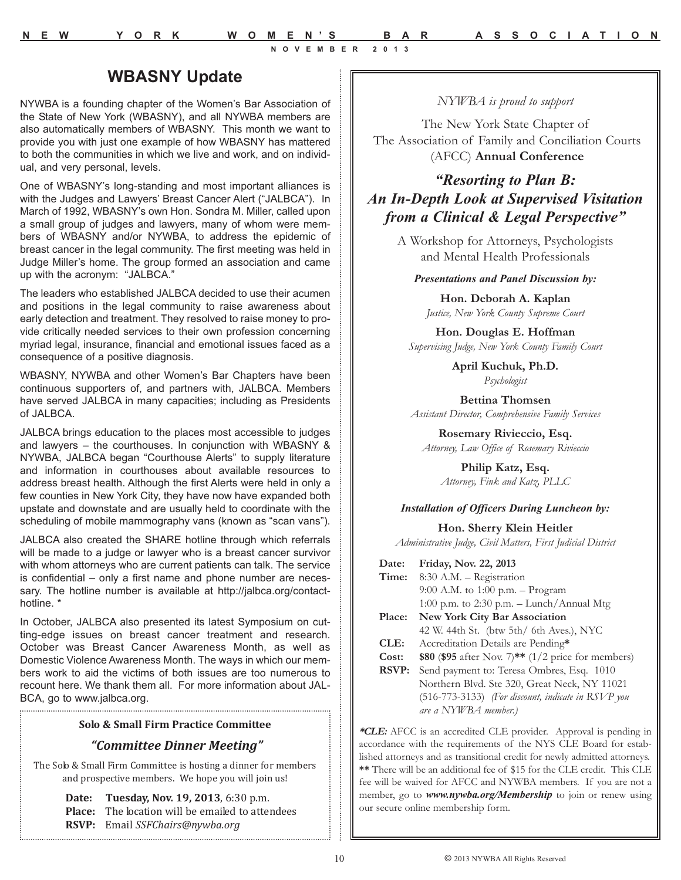## WBASNY Update

NYWBA is a founding chapter of the Women's Bar Association of the State of New York (WBASNY), and all NYWBA members are also automatically members of WBASNY. This month we want to provide you with just one example of how WBASNY has mattered to both the communities in which we live and work, and on individual, and very personal, levels.

One of WBASNY's long-standing and most important alliances is with the Judges and Lawyers' Breast Cancer Alert ("JALBCA"). In March of 1992, WBASNY's own Hon. Sondra M. Miller, called upon a small group of judges and lawyers, many of whom were members of WBASNY and/or NYWBA, to address the epidemic of breast cancer in the legal community. The first meeting was held in Judge Miller's home. The group formed an association and came up with the acronym: "JALBCA."

The leaders who established JALBCA decided to use their acumen and positions in the legal community to raise awareness about early detection and treatment. They resolved to raise money to provide critically needed services to their own profession concerning myriad legal, insurance, financial and emotional issues faced as a consequence of a positive diagnosis.

WBASNY, NYWBA and other Women's Bar Chapters have been continuous supporters of, and partners with, JALBCA. Members have served JALBCA in many capacities; including as Presidents of JALBCA.

JALBCA brings education to the places most accessible to judges and lawyers – the courthouses. In conjunction with WBASNY & NYWBA, JALBCA began "Courthouse Alerts" to supply literature and information in courthouses about available resources to address breast health. Although the first Alerts were held in only a few counties in New York City, they have now have expanded both upstate and downstate and are usually held to coordinate with the scheduling of mobile mammography vans (known as "scan vans").

JALBCA also created the SHARE hotline through which referrals will be made to a judge or lawyer who is a breast cancer survivor with whom attorneys who are current patients can talk. The service is confidential – only a first name and phone number are necessary. The hotline number is available at http://jalbca.org/contact-hotline. *

In October, JALBCA also presented its latest Symposium on cutting-edge issues on breast cancer treatment and research. October was Breast Cancer Awareness Month, as well as Domestic Violence Awareness Month. The ways in which our members work to aid the victims of both issues are too numerous to recount here. We thank them all. For more information about JALBCA, go to www.jalbca.org.

**Solo & Small Firm Practice Committee**

***"Committee Dinner Meeting"***

The Solo & Small Firm Committee is hosting a dinner for members and prospective members. We hope you will join us!

**Date:** **Tuesday, Nov. 19, 2013**, 6:30 p.m.
**Place:** The location will be emailed to attendees
**RSVP:** Email *SSFChairs@nywba.org*

---

*NYWBA is proud to support*

The New York State Chapter of
The Association of Family and Conciliation Courts
(AFCC) **Annual Conference**

### *"Resorting to Plan B: An In-Depth Look at Supervised Visitation from a Clinical & Legal Perspective"*

A Workshop for Attorneys, Psychologists and Mental Health Professionals

***Presentations and Panel Discussion by:***

**Hon. Deborah A. Kaplan**
*Justice, New York County Supreme Court*

**Hon. Douglas E. Hoffman**
*Supervising Judge, New York County Family Court*

**April Kuchuk, Ph.D.**
*Psychologist*

**Bettina Thomsen**
*Assistant Director, Comprehensive Family Services*

**Rosemary Rivieccio, Esq.**
*Attorney, Law Office of Rosemary Rivieccio*

**Philip Katz, Esq.**
*Attorney, Fink and Katz, PLLC*

***Installation of Officers During Luncheon by:***

**Hon. Sherry Klein Heitler**
*Administrative Judge, Civil Matters, First Judicial District*

**Date:** **Friday, Nov. 22, 2013**
**Time:** 8:30 A.M. – Registration
9:00 A.M. to 1:00 p.m. – Program
1:00 p.m. to 2:30 p.m. – Lunch/Annual Mtg
**Place:** **New York City Bar Association**
42 W. 44th St. (btw 5th/ 6th Aves.), NYC
**CLE:** Accreditation Details are Pending**\***
**Cost:** **$80** (**$95** after Nov. 7)**\*\*** (1/2 price for members)
**RSVP:** Send payment to: Teresa Ombres, Esq. 1010 Northern Blvd. Ste 320, Great Neck, NY 11021 (516-773-3133) *(For discount, indicate in RSVP you are a NYWBA member.)*

***\*CLE:*** AFCC is an accredited CLE provider. Approval is pending in accordance with the requirements of the NYS CLE Board for established attorneys and as transitional credit for newly admitted attorneys.
**\*\*** There will be an additional fee of $15 for the CLE credit. This CLE fee will be waived for AFCC and NYWBA members. If you are not a member, go to ***www.nywba.org/Membership*** to join or renew using our secure online membership form.

© 2013 NYWBA All Rights Reserved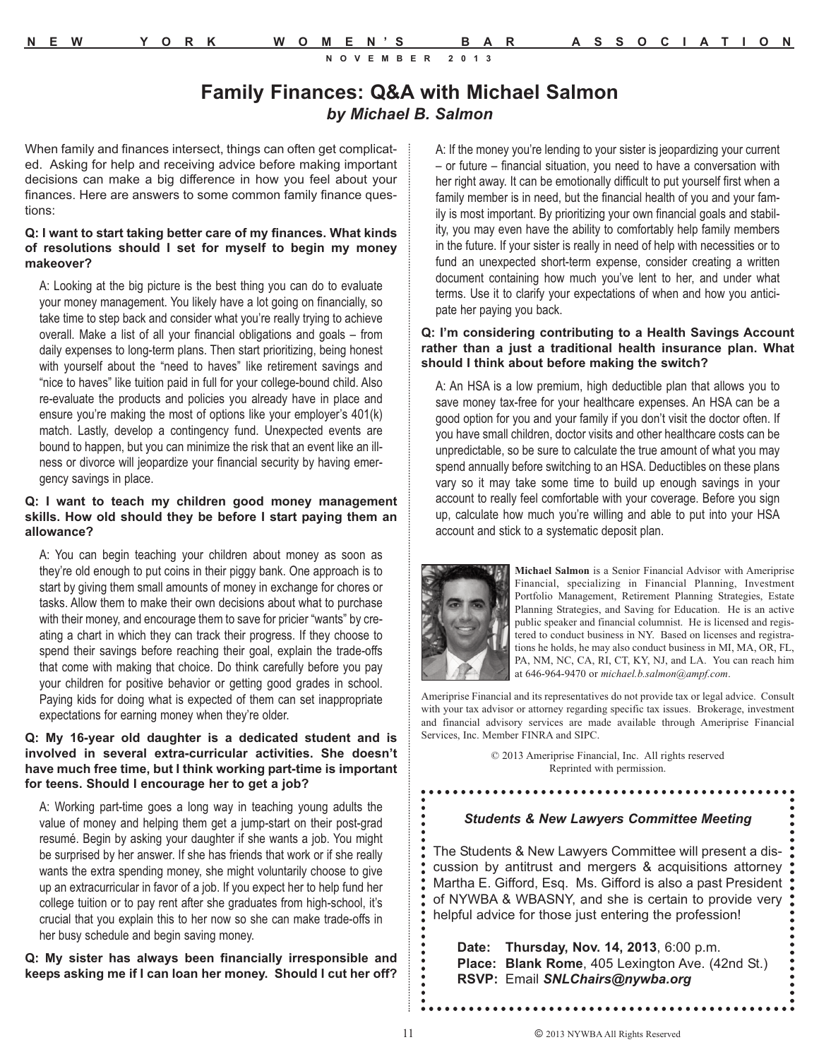# Family Finances: Q&A with Michael Salmon

***by Michael B. Salmon***

When family and finances intersect, things can often get complicated. Asking for help and receiving advice before making important decisions can make a big difference in how you feel about your finances. Here are answers to some common family finance questions:

**Q: I want to start taking better care of my finances. What kinds of resolutions should I set for myself to begin my money makeover?**

A: Looking at the big picture is the best thing you can do to evaluate your money management. You likely have a lot going on financially, so take time to step back and consider what you're really trying to achieve overall. Make a list of all your financial obligations and goals – from daily expenses to long-term plans. Then start prioritizing, being honest with yourself about the "need to haves" like retirement savings and "nice to haves" like tuition paid in full for your college-bound child. Also re-evaluate the products and policies you already have in place and ensure you're making the most of options like your employer's 401(k) match. Lastly, develop a contingency fund. Unexpected events are bound to happen, but you can minimize the risk that an event like an illness or divorce will jeopardize your financial security by having emergency savings in place.

**Q: I want to teach my children good money management skills. How old should they be before I start paying them an allowance?**

A: You can begin teaching your children about money as soon as they're old enough to put coins in their piggy bank. One approach is to start by giving them small amounts of money in exchange for chores or tasks. Allow them to make their own decisions about what to purchase with their money, and encourage them to save for pricier "wants" by creating a chart in which they can track their progress. If they choose to spend their savings before reaching their goal, explain the trade-offs that come with making that choice. Do think carefully before you pay your children for positive behavior or getting good grades in school. Paying kids for doing what is expected of them can set inappropriate expectations for earning money when they're older.

**Q: My 16-year old daughter is a dedicated student and is involved in several extra-curricular activities. She doesn't have much free time, but I think working part-time is important for teens. Should I encourage her to get a job?**

A: Working part-time goes a long way in teaching young adults the value of money and helping them get a jump-start on their post-grad resumé. Begin by asking your daughter if she wants a job. You might be surprised by her answer. If she has friends that work or if she really wants the extra spending money, she might voluntarily choose to give up an extracurricular in favor of a job. If you expect her to help fund her college tuition or to pay rent after she graduates from high-school, it's crucial that you explain this to her now so she can make trade-offs in her busy schedule and begin saving money.

**Q: My sister has always been financially irresponsible and keeps asking me if I can loan her money. Should I cut her off?**

A: If the money you're lending to your sister is jeopardizing your current – or future – financial situation, you need to have a conversation with her right away. It can be emotionally difficult to put yourself first when a family member is in need, but the financial health of you and your family is most important. By prioritizing your own financial goals and stability, you may even have the ability to comfortably help family members in the future. If your sister is really in need of help with necessities or to fund an unexpected short-term expense, consider creating a written document containing how much you've lent to her, and under what terms. Use it to clarify your expectations of when and how you anticipate her paying you back.

**Q: I'm considering contributing to a Health Savings Account rather than a just a traditional health insurance plan. What should I think about before making the switch?**

A: An HSA is a low premium, high deductible plan that allows you to save money tax-free for your healthcare expenses. An HSA can be a good option for you and your family if you don't visit the doctor often. If you have small children, doctor visits and other healthcare costs can be unpredictable, so be sure to calculate the true amount of what you may spend annually before switching to an HSA. Deductibles on these plans vary so it may take some time to build up enough savings in your account to really feel comfortable with your coverage. Before you sign up, calculate how much you're willing and able to put into your HSA account and stick to a systematic deposit plan.

**Michael Salmon** is a Senior Financial Advisor with Ameriprise Financial, specializing in Financial Planning, Investment Portfolio Management, Retirement Planning Strategies, Estate Planning Strategies, and Saving for Education. He is an active public speaker and financial columnist. He is licensed and registered to conduct business in NY. Based on licenses and registrations he holds, he may also conduct business in MI, MA, OR, FL, PA, NM, NC, CA, RI, CT, KY, NJ, and LA. You can reach him at 646-964-9470 or *michael.b.salmon@ampf.com*.

Ameriprise Financial and its representatives do not provide tax or legal advice. Consult with your tax advisor or attorney regarding specific tax issues. Brokerage, investment and financial advisory services are made available through Ameriprise Financial Services, Inc. Member FINRA and SIPC.

© 2013 Ameriprise Financial, Inc. All rights reserved
Reprinted with permission.

---

***Students & New Lawyers Committee Meeting***

The Students & New Lawyers Committee will present a discussion by antitrust and mergers & acquisitions attorney Martha E. Gifford, Esq. Ms. Gifford is also a past President of NYWBA & WBASNY, and she is certain to provide very helpful advice for those just entering the profession!

**Date: Thursday, Nov. 14, 2013**, 6:00 p.m.
**Place: Blank Rome**, 405 Lexington Ave. (42nd St.)
**RSVP:** Email ***SNLChairs@nywba.org***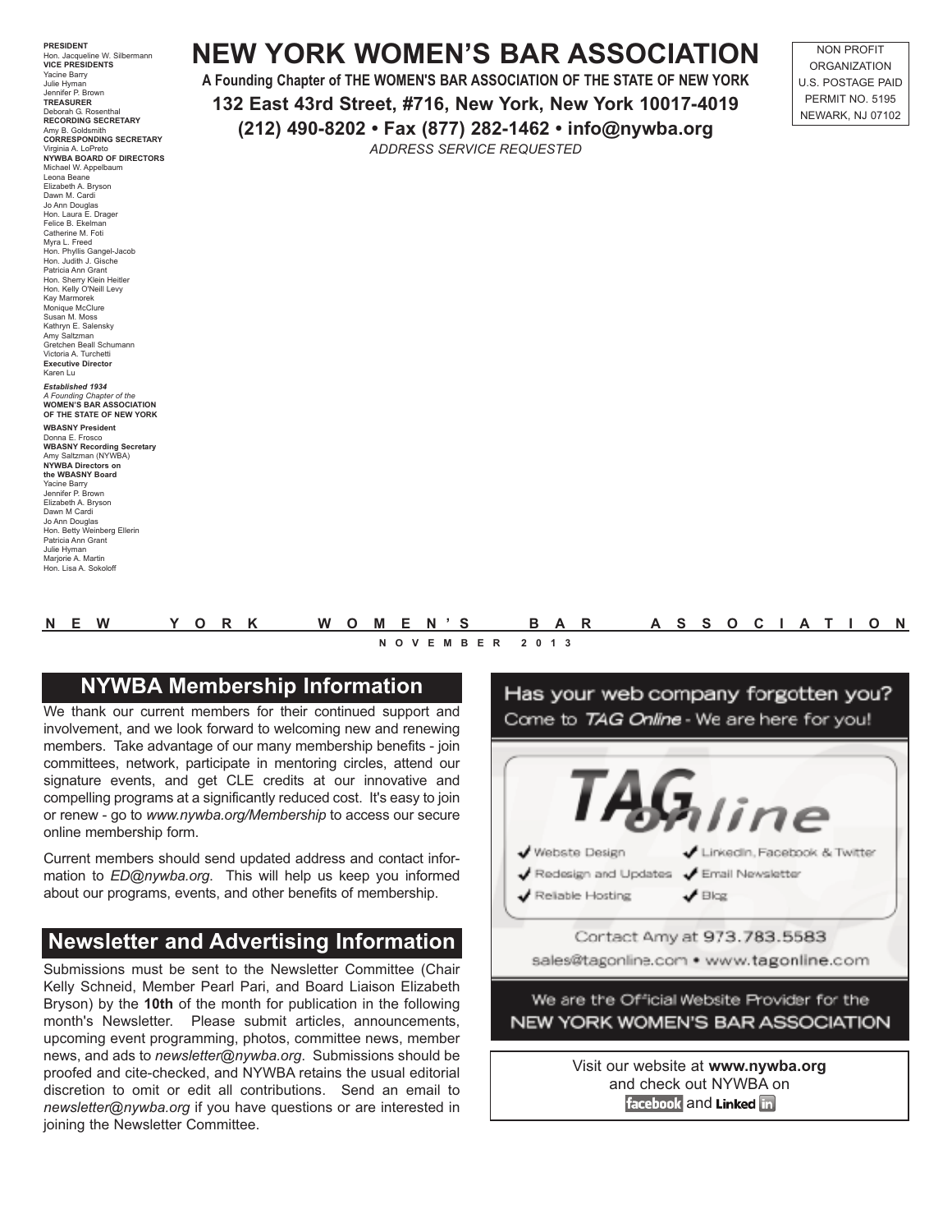**PRESIDENT**
Hon. Jacqueline W. Silbermann
**VICE PRESIDENTS**
Yacine Barry
Julie Hyman
Jennifer P. Brown
**TREASURER**
Deborah G. Rosenthal
**RECORDING SECRETARY**
Amy B. Goldsmith
**CORRESPONDING SECRETARY**
Virginia A. LoPreto
**NYWBA BOARD OF DIRECTORS**
Michael W. Appelbaum
Leona Beane
Elizabeth A. Bryson
Dawn M. Cardi
Jo Ann Douglas
Hon. Laura E. Drager
Felice B. Ekelman
Catherine M. Foti
Myra L. Freed
Hon. Phyllis Gangel-Jacob
Hon. Judith J. Gische
Patricia Ann Grant
Hon. Sherry Klein Heitler
Hon. Kelly O'Neill Levy
Kay Marmorek
Monique McClure
Susan M. Moss
Kathryn E. Salensky
Amy Saltzman
Gretchen Beall Schumann
Victoria A. Turchetti
**Executive Director**
Karen Lu

***Established 1934***
*A Founding Chapter of the*
**WOMEN'S BAR ASSOCIATION OF THE STATE OF NEW YORK**

**WBASNY President**
Donna E. Frosco
**WBASNY Recording Secretary**
Amy Saltzman (NYWBA)
**NYWBA Directors on the WBASNY Board**
Yacine Barry
Jennifer P. Brown
Elizabeth A. Bryson
Dawn M Cardi
Jo Ann Douglas
Hon. Betty Weinberg Ellerin
Patricia Ann Grant
Julie Hyman
Marjorie A. Martin
Hon. Lisa A. Sokoloff

# NEW YORK WOMEN'S BAR ASSOCIATION

**A Founding Chapter of THE WOMEN'S BAR ASSOCIATION OF THE STATE OF NEW YORK**

**132 East 43rd Street, #716, New York, New York 10017-4019**

**(212) 490-8202 • Fax (877) 282-1462 • info@nywba.org**

*ADDRESS SERVICE REQUESTED*

NON PROFIT ORGANIZATION
U.S. POSTAGE PAID
PERMIT NO. 5195
NEWARK, NJ 07102

**NEW YORK WOMEN'S BAR ASSOCIATION**

**NOVEMBER 2013**

## NYWBA Membership Information

We thank our current members for their continued support and involvement, and we look forward to welcoming new and renewing members. Take advantage of our many membership benefits - join committees, network, participate in mentoring circles, attend our signature events, and get CLE credits at our innovative and compelling programs at a significantly reduced cost. It's easy to join or renew - go to *www.nywba.org/Membership* to access our secure online membership form.

Current members should send updated address and contact information to *ED@nywba.org*. This will help us keep you informed about our programs, events, and other benefits of membership.

## Newsletter and Advertising Information

Submissions must be sent to the Newsletter Committee (Chair Kelly Schneid, Member Pearl Pari, and Board Liaison Elizabeth Bryson) by the **10th** of the month for publication in the following month's Newsletter. Please submit articles, announcements, upcoming event programming, photos, committee news, member news, and ads to *newsletter@nywba.org*. Submissions should be proofed and cite-checked, and NYWBA retains the usual editorial discretion to omit or edit all contributions. Send an email to *newsletter@nywba.org* if you have questions or are interested in joining the Newsletter Committee.

Has your web company forgotten you?
Come to *TAG Online* - We are here for you!

TAG online

- Website Design
- Redesign and Updates
- Reliable Hosting
- LinkedIn, Facebook & Twitter
- Email Newsletter
- Blog

Contact Amy at 973.783.5583
sales@tagonline.com • www.tagonline.com

We are the Official Website Provider for the NEW YORK WOMEN'S BAR ASSOCIATION

Visit our website at **www.nywba.org** and check out NYWBA on facebook and LinkedIn